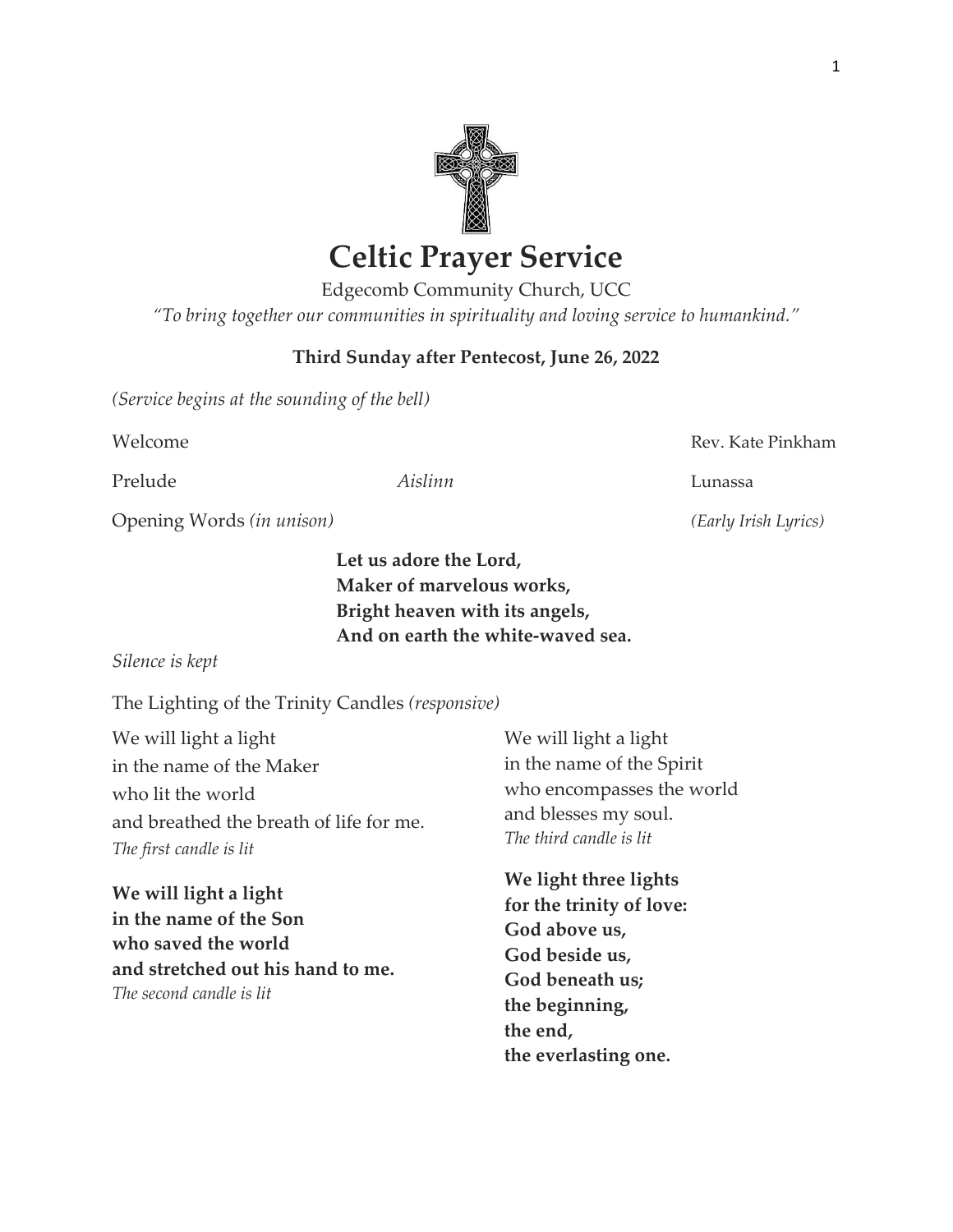# Celtic Prayer Service

Edgecomb Community Church, UCC

*"To bring together our communities in spirituality and loving service to humankind."*

**Third Sunday after Pentecost, June 26, 2022**

*(Service begins at the sounding of the bell)*

Welcome — Rev. Kate Pinkham

Prelude — *Aislinn* — Lunassa

Opening Words *(in unison)* — *(Early Irish Lyrics)*

**Let us adore the Lord,**
**Maker of marvelous works,**
**Bright heaven with its angels,**
**And on earth the white-waved sea.**

*Silence is kept*

The Lighting of the Trinity Candles *(responsive)*

We will light a light
in the name of the Maker
who lit the world
and breathed the breath of life for me.
*The first candle is lit*

**We will light a light**
**in the name of the Son**
**who saved the world**
**and stretched out his hand to me.**
*The second candle is lit*

We will light a light
in the name of the Spirit
who encompasses the world
and blesses my soul.
*The third candle is lit*

**We light three lights**
**for the trinity of love:**
**God above us,**
**God beside us,**
**God beneath us;**
**the beginning,**
**the end,**
**the everlasting one.**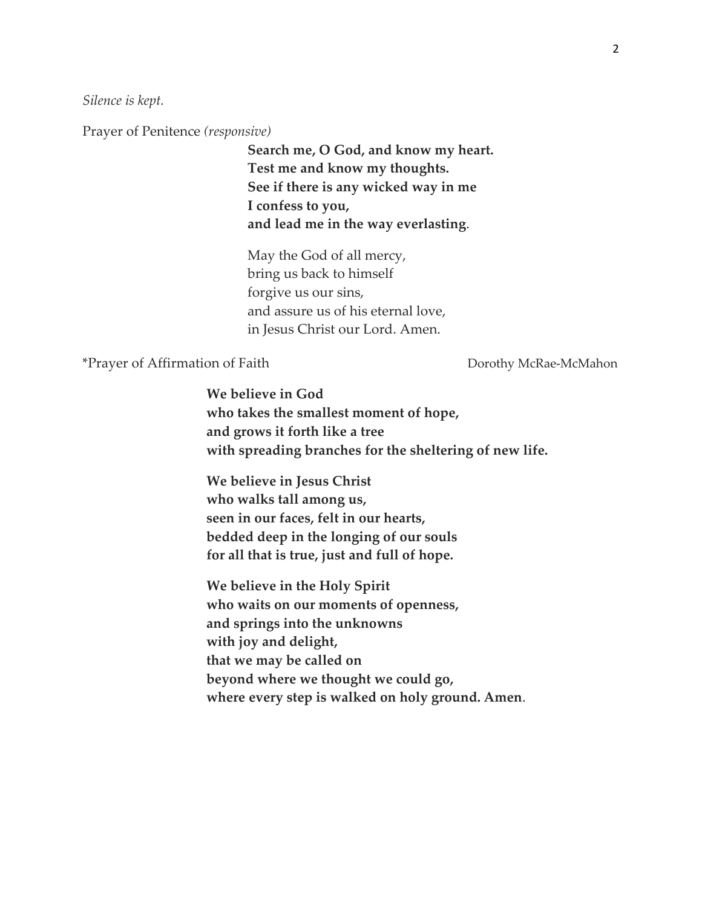*Silence is kept.*

Prayer of Penitence *(responsive)*

**Search me, O God, and know my heart.**
**Test me and know my thoughts.**
**See if there is any wicked way in me**
**I confess to you,**
**and lead me in the way everlasting**.

May the God of all mercy,
bring us back to himself
forgive us our sins,
and assure us of his eternal love,
in Jesus Christ our Lord. Amen.

*Prayer of Affirmation of Faith — Dorothy McRae-McMahon

**We believe in God**
**who takes the smallest moment of hope,**
**and grows it forth like a tree**
**with spreading branches for the sheltering of new life.**

**We believe in Jesus Christ**
**who walks tall among us,**
**seen in our faces, felt in our hearts,**
**bedded deep in the longing of our souls**
**for all that is true, just and full of hope.**

**We believe in the Holy Spirit**
**who waits on our moments of openness,**
**and springs into the unknowns**
**with joy and delight,**
**that we may be called on**
**beyond where we thought we could go,**
**where every step is walked on holy ground. Amen**.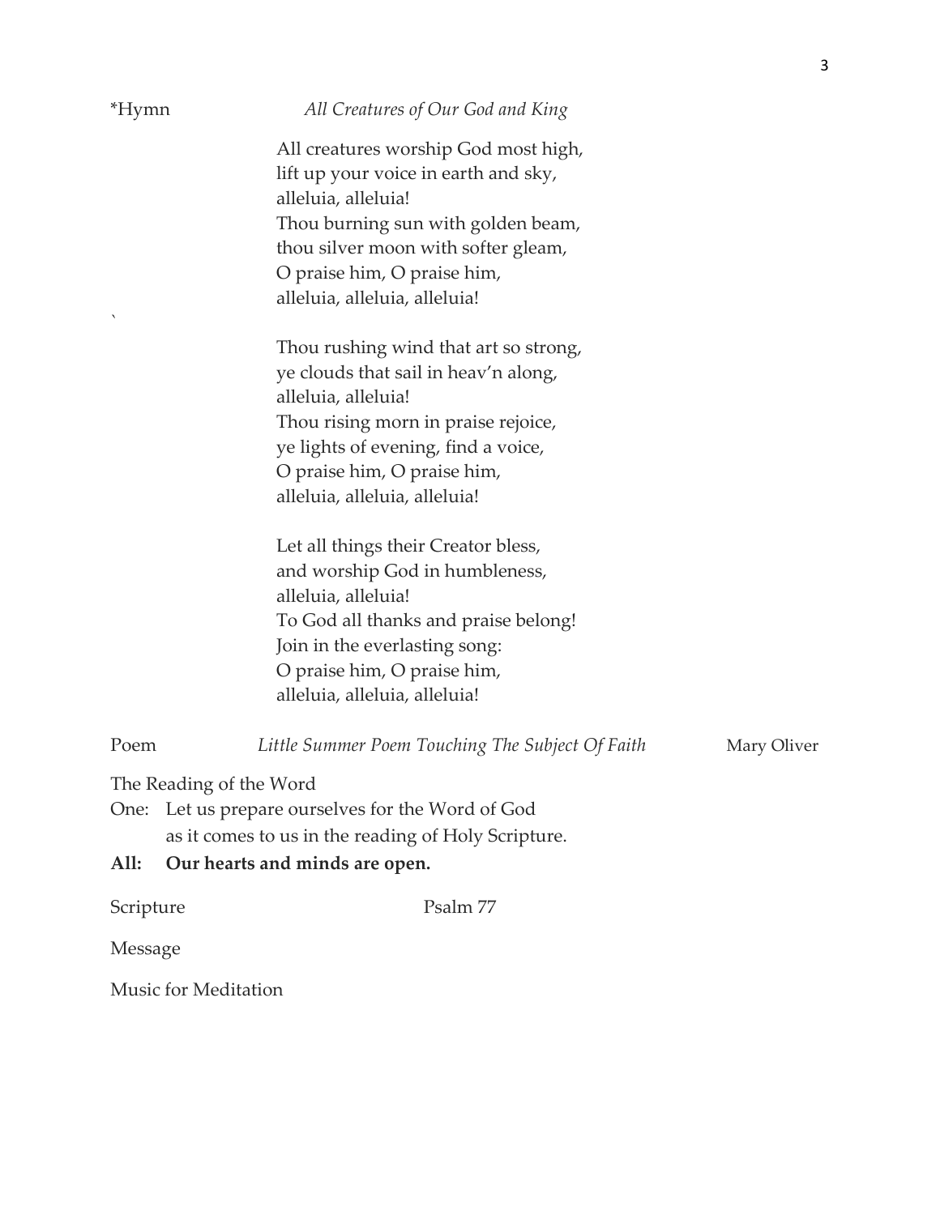*Hymn *All Creatures of Our God and King*

All creatures worship God most high,
lift up your voice in earth and sky,
alleluia, alleluia!
Thou burning sun with golden beam,
thou silver moon with softer gleam,
O praise him, O praise him,
alleluia, alleluia, alleluia!

Thou rushing wind that art so strong,
ye clouds that sail in heav'n along,
alleluia, alleluia!
Thou rising morn in praise rejoice,
ye lights of evening, find a voice,
O praise him, O praise him,
alleluia, alleluia, alleluia!

Let all things their Creator bless,
and worship God in humbleness,
alleluia, alleluia!
To God all thanks and praise belong!
Join in the everlasting song:
O praise him, O praise him,
alleluia, alleluia, alleluia!

Poem *Little Summer Poem Touching The Subject Of Faith* Mary Oliver

The Reading of the Word

One: Let us prepare ourselves for the Word of God
as it comes to us in the reading of Holy Scripture.

**All: Our hearts and minds are open.**

Scripture Psalm 77

Message

Music for Meditation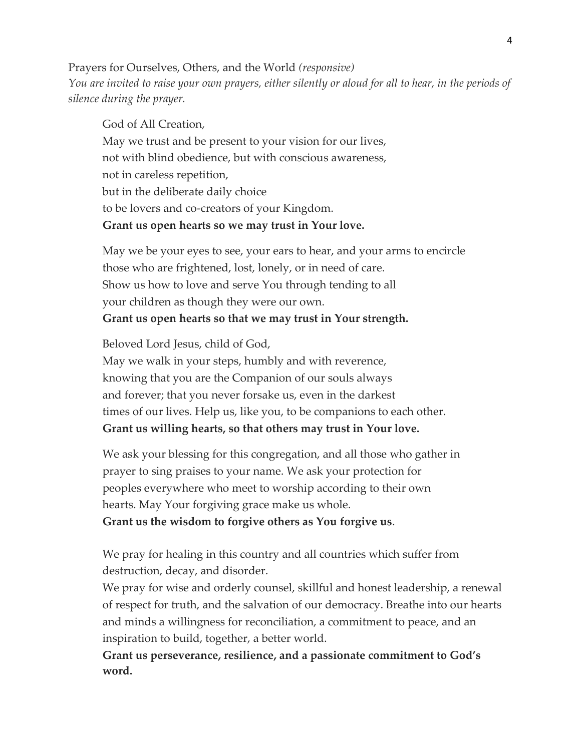Prayers for Ourselves, Others, and the World *(responsive)*

*You are invited to raise your own prayers, either silently or aloud for all to hear, in the periods of silence during the prayer.*

God of All Creation,
May we trust and be present to your vision for our lives,
not with blind obedience, but with conscious awareness,
not in careless repetition,
but in the deliberate daily choice
to be lovers and co-creators of your Kingdom.
**Grant us open hearts so we may trust in Your love.**

May we be your eyes to see, your ears to hear, and your arms to encircle
those who are frightened, lost, lonely, or in need of care.
Show us how to love and serve You through tending to all
your children as though they were our own.
**Grant us open hearts so that we may trust in Your strength.**

Beloved Lord Jesus, child of God,
May we walk in your steps, humbly and with reverence,
knowing that you are the Companion of our souls always
and forever; that you never forsake us, even in the darkest
times of our lives. Help us, like you, to be companions to each other.
**Grant us willing hearts, so that others may trust in Your love.**

We ask your blessing for this congregation, and all those who gather in
prayer to sing praises to your name. We ask your protection for
peoples everywhere who meet to worship according to their own
hearts. May Your forgiving grace make us whole.
**Grant us the wisdom to forgive others as You forgive us**.

We pray for healing in this country and all countries which suffer from
destruction, decay, and disorder.
We pray for wise and orderly counsel, skillful and honest leadership, a renewal of respect for truth, and the salvation of our democracy. Breathe into our hearts and minds a willingness for reconciliation, a commitment to peace, and an inspiration to build, together, a better world.
**Grant us perseverance, resilience, and a passionate commitment to God's word.**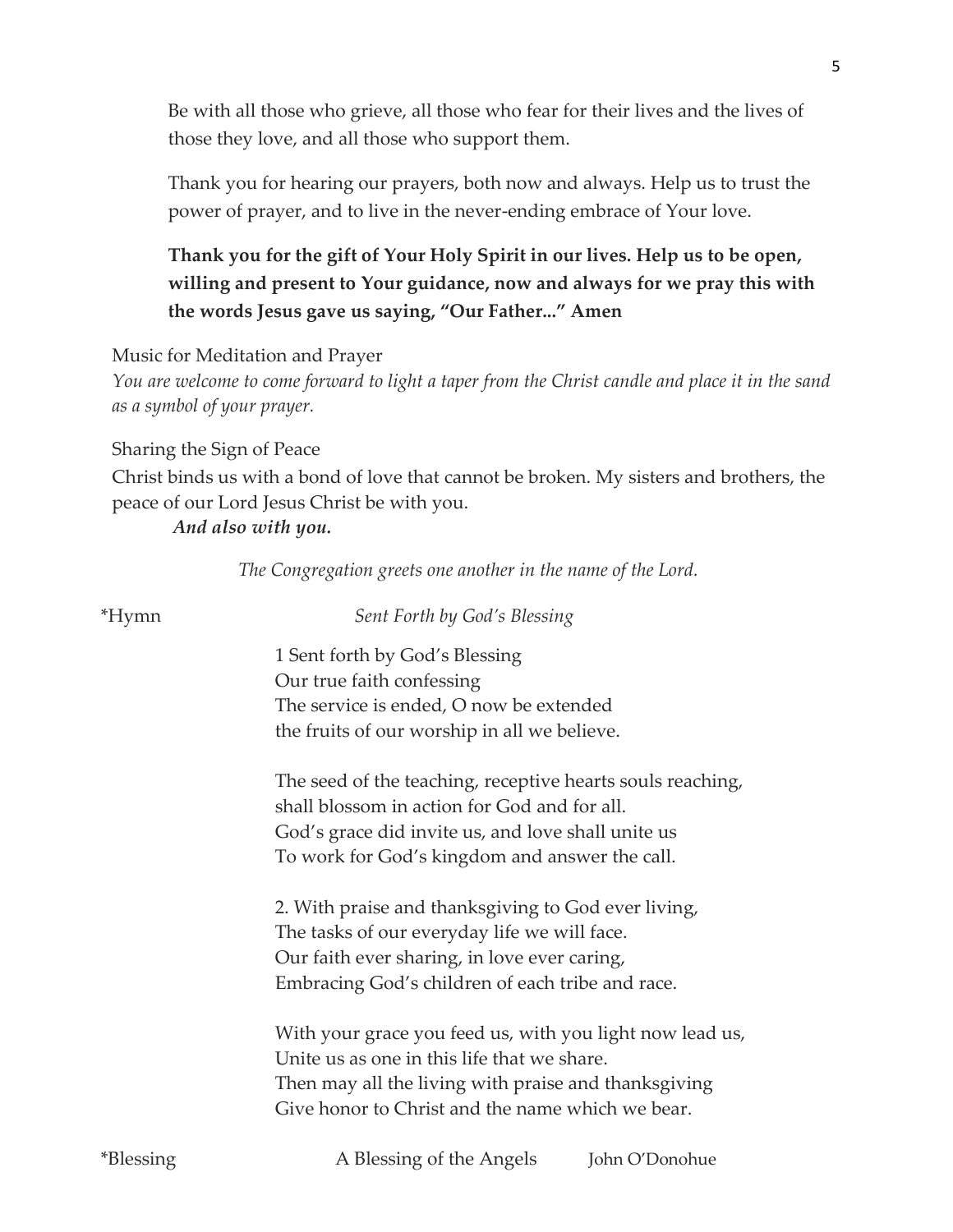Be with all those who grieve, all those who fear for their lives and the lives of those they love, and all those who support them.

Thank you for hearing our prayers, both now and always. Help us to trust the power of prayer, and to live in the never-ending embrace of Your love.

**Thank you for the gift of Your Holy Spirit in our lives. Help us to be open, willing and present to Your guidance, now and always for we pray this with the words Jesus gave us saying, "Our Father..." Amen**

Music for Meditation and Prayer

*You are welcome to come forward to light a taper from the Christ candle and place it in the sand as a symbol of your prayer.*

Sharing the Sign of Peace

Christ binds us with a bond of love that cannot be broken. My sisters and brothers, the peace of our Lord Jesus Christ be with you.

***And also with you.***

*The Congregation greets one another in the name of the Lord.*

*Hymn — *Sent Forth by God's Blessing*

1 Sent forth by God's Blessing
Our true faith confessing
The service is ended, O now be extended
the fruits of our worship in all we believe.

The seed of the teaching, receptive hearts souls reaching,
shall blossom in action for God and for all.
God's grace did invite us, and love shall unite us
To work for God's kingdom and answer the call.

2. With praise and thanksgiving to God ever living,
The tasks of our everyday life we will face.
Our faith ever sharing, in love ever caring,
Embracing God's children of each tribe and race.

With your grace you feed us, with you light now lead us,
Unite us as one in this life that we share.
Then may all the living with praise and thanksgiving
Give honor to Christ and the name which we bear.

*Blessing — A Blessing of the Angels — John O'Donohue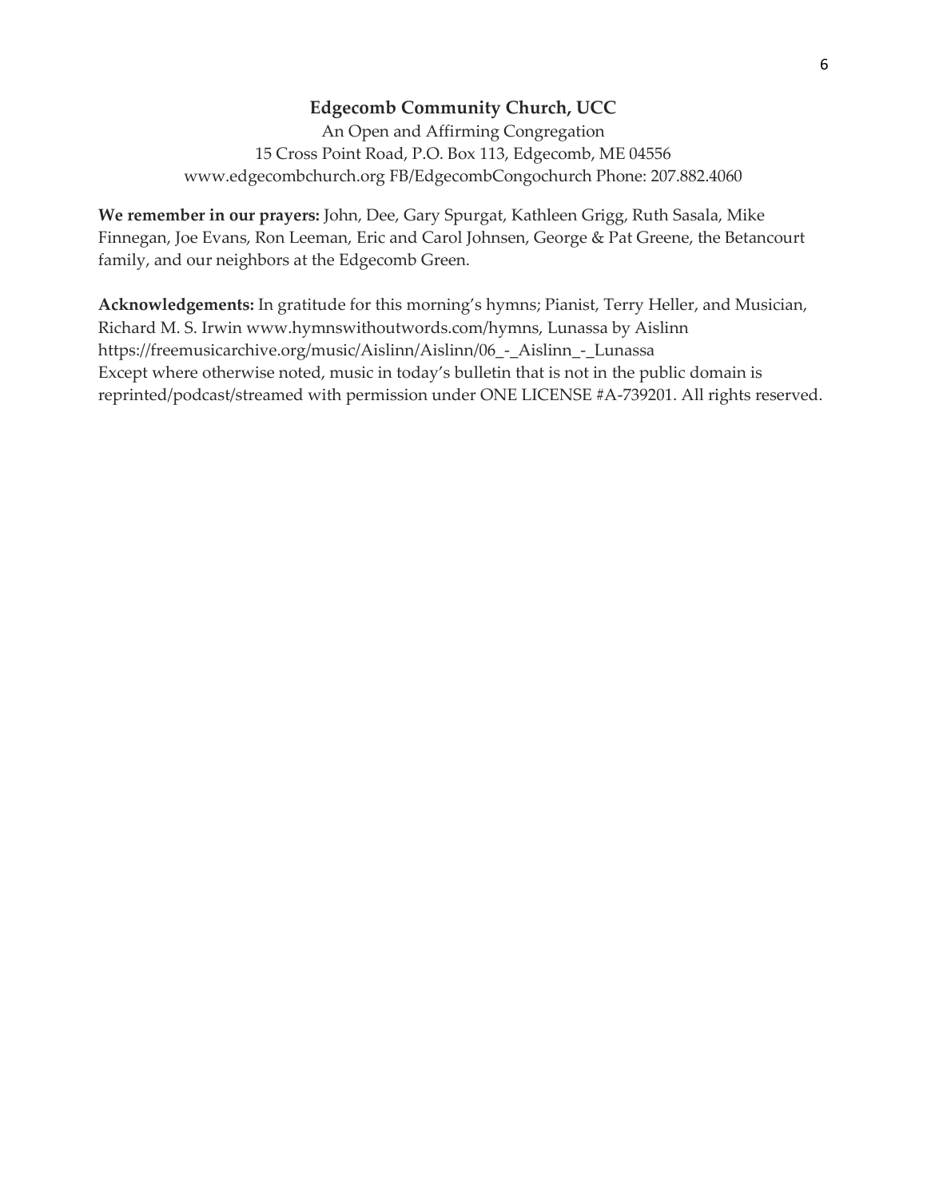**Edgecomb Community Church, UCC**

An Open and Affirming Congregation

15 Cross Point Road, P.O. Box 113, Edgecomb, ME 04556

www.edgecombchurch.org FB/EdgecombCongochurch Phone: 207.882.4060

**We remember in our prayers:** John, Dee, Gary Spurgat, Kathleen Grigg, Ruth Sasala, Mike Finnegan, Joe Evans, Ron Leeman, Eric and Carol Johnsen, George & Pat Greene, the Betancourt family, and our neighbors at the Edgecomb Green.

**Acknowledgements:** In gratitude for this morning's hymns; Pianist, Terry Heller, and Musician, Richard M. S. Irwin www.hymnswithoutwords.com/hymns, Lunassa by Aislinn https://freemusicarchive.org/music/Aislinn/Aislinn/06_-_Aislinn_-_Lunassa
Except where otherwise noted, music in today's bulletin that is not in the public domain is reprinted/podcast/streamed with permission under ONE LICENSE #A-739201. All rights reserved.